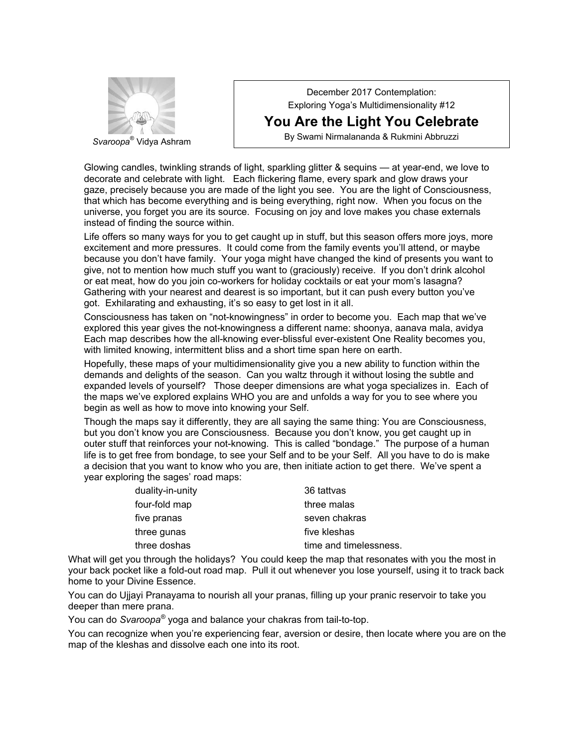Svaroopa® Vidya Ashram

December 2017 Contemplation:
Exploring Yoga's Multidimensionality #12

# You Are the Light You Celebrate

By Swami Nirmalananda & Rukmini Abbruzzi

Glowing candles, twinkling strands of light, sparkling glitter & sequins — at year-end, we love to decorate and celebrate with light. Each flickering flame, every spark and glow draws your gaze, precisely because you are made of the light you see. You are the light of Consciousness, that which has become everything and is being everything, right now. When you focus on the universe, you forget you are its source. Focusing on joy and love makes you chase externals instead of finding the source within.

Life offers so many ways for you to get caught up in stuff, but this season offers more joys, more excitement and more pressures. It could come from the family events you'll attend, or maybe because you don't have family. Your yoga might have changed the kind of presents you want to give, not to mention how much stuff you want to (graciously) receive. If you don't drink alcohol or eat meat, how do you join co-workers for holiday cocktails or eat your mom's lasagna? Gathering with your nearest and dearest is so important, but it can push every button you've got. Exhilarating and exhausting, it's so easy to get lost in it all.

Consciousness has taken on "not-knowingness" in order to become you. Each map that we've explored this year gives the not-knowingness a different name: shoonya, aanava mala, avidya Each map describes how the all-knowing ever-blissful ever-existent One Reality becomes you, with limited knowing, intermittent bliss and a short time span here on earth.

Hopefully, these maps of your multidimensionality give you a new ability to function within the demands and delights of the season. Can you waltz through it without losing the subtle and expanded levels of yourself? Those deeper dimensions are what yoga specializes in. Each of the maps we've explored explains WHO you are and unfolds a way for you to see where you begin as well as how to move into knowing your Self.

Though the maps say it differently, they are all saying the same thing: You are Consciousness, but you don't know you are Consciousness. Because you don't know, you get caught up in outer stuff that reinforces your not-knowing. This is called "bondage." The purpose of a human life is to get free from bondage, to see your Self and to be your Self. All you have to do is make a decision that you want to know who you are, then initiate action to get there. We've spent a year exploring the sages' road maps:

| | |
|---|---|
| duality-in-unity | 36 tattvas |
| four-fold map | three malas |
| five pranas | seven chakras |
| three gunas | five kleshas |
| three doshas | time and timelessness. |

What will get you through the holidays? You could keep the map that resonates with you the most in your back pocket like a fold-out road map. Pull it out whenever you lose yourself, using it to track back home to your Divine Essence.

You can do Ujjayi Pranayama to nourish all your pranas, filling up your pranic reservoir to take you deeper than mere prana.

You can do *Svaroopa*® yoga and balance your chakras from tail-to-top.

You can recognize when you're experiencing fear, aversion or desire, then locate where you are on the map of the kleshas and dissolve each one into its root.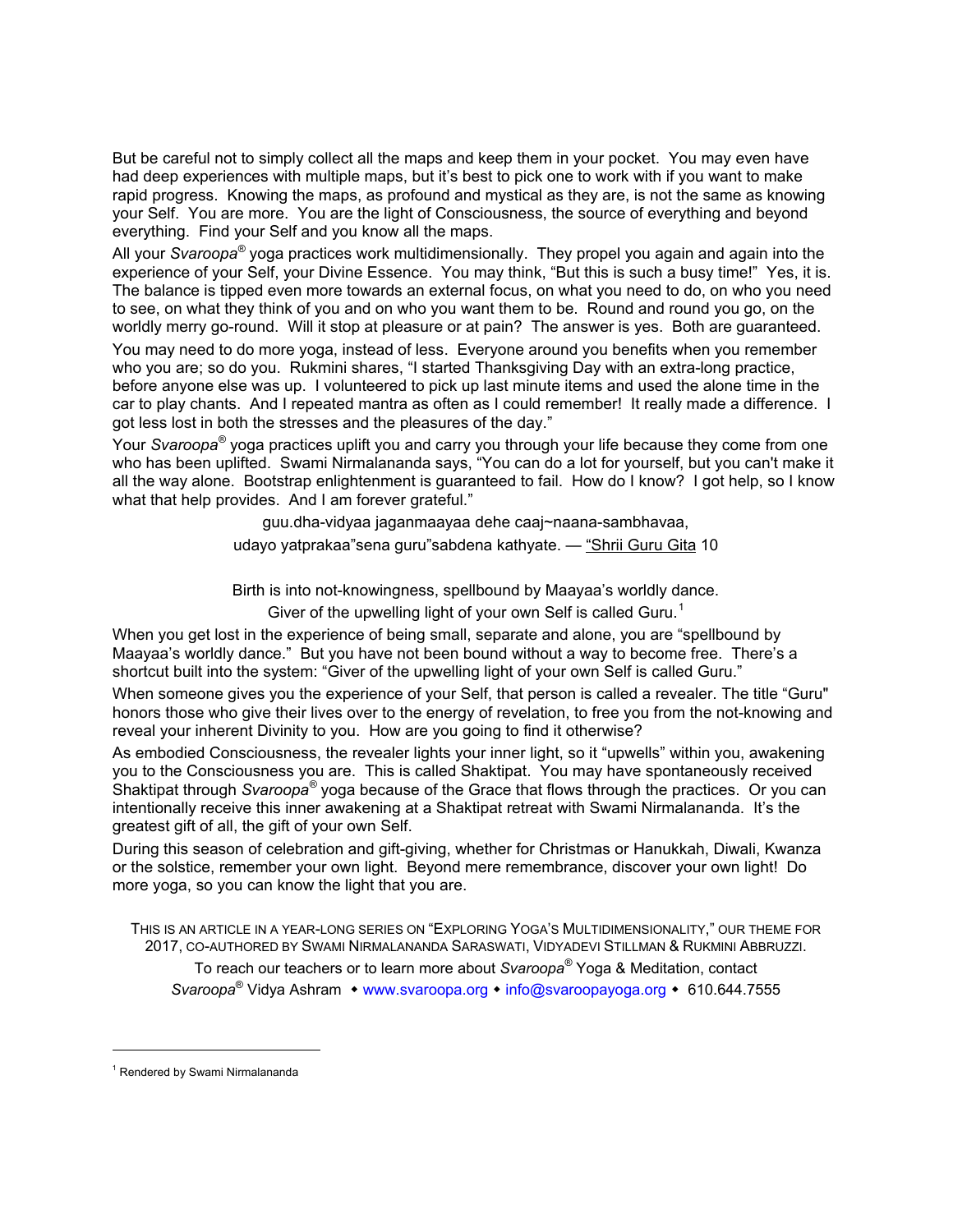But be careful not to simply collect all the maps and keep them in your pocket. You may even have had deep experiences with multiple maps, but it's best to pick one to work with if you want to make rapid progress. Knowing the maps, as profound and mystical as they are, is not the same as knowing your Self. You are more. You are the light of Consciousness, the source of everything and beyond everything. Find your Self and you know all the maps.

All your *Svaroopa*® yoga practices work multidimensionally. They propel you again and again into the experience of your Self, your Divine Essence. You may think, "But this is such a busy time!" Yes, it is. The balance is tipped even more towards an external focus, on what you need to do, on who you need to see, on what they think of you and on who you want them to be. Round and round you go, on the worldly merry go-round. Will it stop at pleasure or at pain? The answer is yes. Both are guaranteed.

You may need to do more yoga, instead of less. Everyone around you benefits when you remember who you are; so do you. Rukmini shares, "I started Thanksgiving Day with an extra-long practice, before anyone else was up. I volunteered to pick up last minute items and used the alone time in the car to play chants. And I repeated mantra as often as I could remember! It really made a difference. I got less lost in both the stresses and the pleasures of the day."

Your *Svaroopa*® yoga practices uplift you and carry you through your life because they come from one who has been uplifted. Swami Nirmalananda says, "You can do a lot for yourself, but you can't make it all the way alone. Bootstrap enlightenment is guaranteed to fail. How do I know? I got help, so I know what that help provides. And I am forever grateful."

guu.dha-vidyaa jaganmaayaa dehe caaj~naana-sambhavaa,
udayo yatprakaa"sena guru"sabdena kathyate. — "Shrii Guru Gita 10

Birth is into not-knowingness, spellbound by Maayaa's worldly dance.
Giver of the upwelling light of your own Self is called Guru.[1]

When you get lost in the experience of being small, separate and alone, you are "spellbound by Maayaa's worldly dance." But you have not been bound without a way to become free. There's a shortcut built into the system: "Giver of the upwelling light of your own Self is called Guru."

When someone gives you the experience of your Self, that person is called a revealer. The title "Guru" honors those who give their lives over to the energy of revelation, to free you from the not-knowing and reveal your inherent Divinity to you. How are you going to find it otherwise?

As embodied Consciousness, the revealer lights your inner light, so it "upwells" within you, awakening you to the Consciousness you are. This is called Shaktipat. You may have spontaneously received Shaktipat through *Svaroopa*® yoga because of the Grace that flows through the practices. Or you can intentionally receive this inner awakening at a Shaktipat retreat with Swami Nirmalananda. It's the greatest gift of all, the gift of your own Self.

During this season of celebration and gift-giving, whether for Christmas or Hanukkah, Diwali, Kwanza or the solstice, remember your own light. Beyond mere remembrance, discover your own light! Do more yoga, so you can know the light that you are.

THIS IS AN ARTICLE IN A YEAR-LONG SERIES ON "EXPLORING YOGA'S MULTIDIMENSIONALITY," OUR THEME FOR 2017, CO-AUTHORED BY SWAMI NIRMALANANDA SARASWATI, VIDYADEVI STILLMAN & RUKMINI ABBRUZZI.

To reach our teachers or to learn more about *Svaroopa*® Yoga & Meditation, contact *Svaroopa*® Vidya Ashram ◆ www.svaroopa.org ◆ info@svaroopayoga.org ◆ 610.644.7555

---

[1] Rendered by Swami Nirmalananda